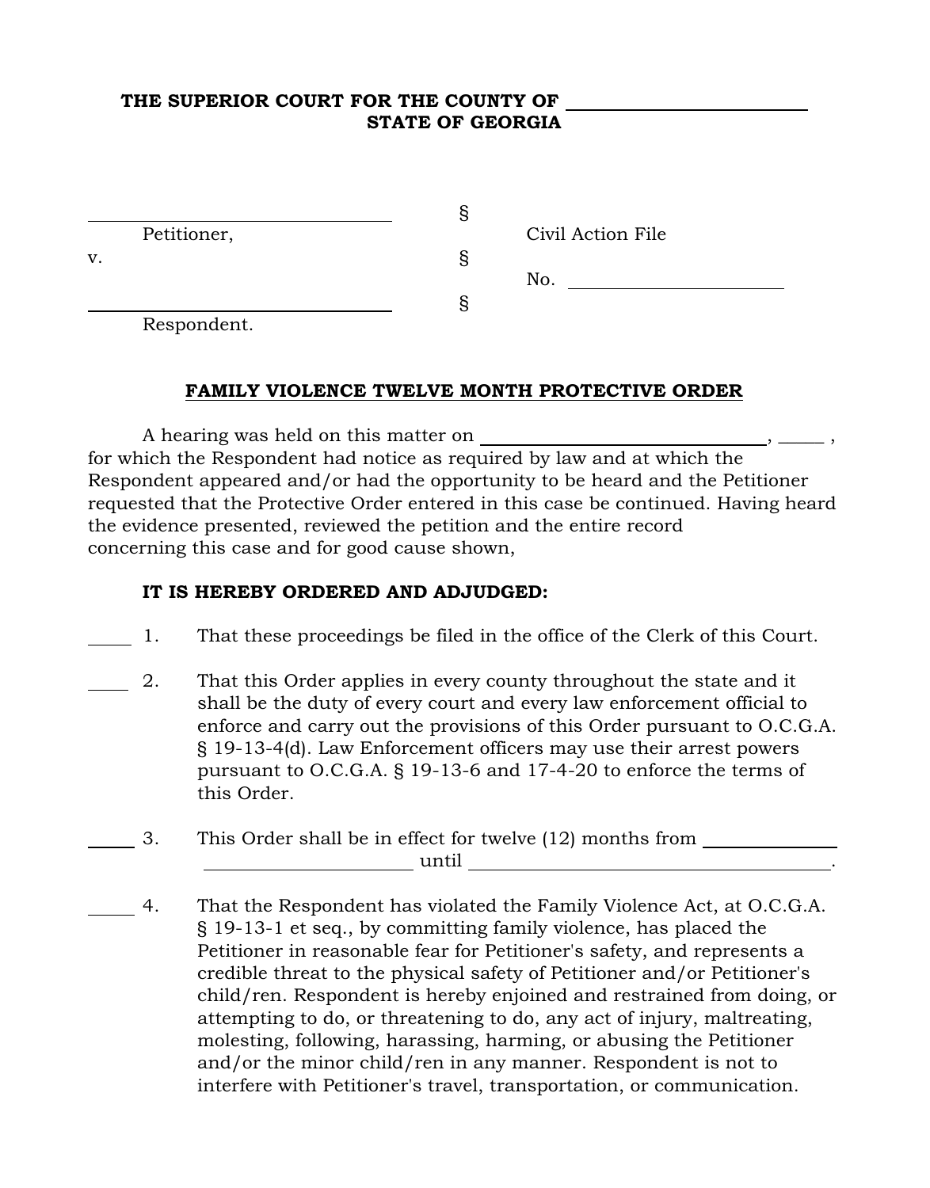**THE SUPERIOR COURT FOR THE COUNTY OF \_\_\_\_\_\_\_\_\_\_\_\_\_\_\_\_\_\_\_\_\_\_\_\_\_\_**
**STATE OF GEORGIA**

| | | |
|---|---|---|
| \_\_\_\_\_\_\_\_\_\_\_\_\_\_\_\_\_\_\_\_\_\_\_\_\_\_\_\_\_\_\_\_\_\_\_\_ | § | |
| Petitioner, | | Civil Action File |
| v. | § | |
| | | No. \_\_\_\_\_\_\_\_\_\_\_\_\_\_\_\_\_\_\_\_\_\_\_\_ |
| \_\_\_\_\_\_\_\_\_\_\_\_\_\_\_\_\_\_\_\_\_\_\_\_\_\_\_\_\_\_\_\_\_\_\_\_ | § | |
| Respondent. | | |

**FAMILY VIOLENCE TWELVE MONTH PROTECTIVE ORDER**

A hearing was held on this matter on \_\_\_\_\_\_\_\_\_\_\_\_\_\_\_\_\_\_\_\_\_\_\_\_\_\_\_\_\_\_\_\_, \_\_\_\_\_ , for which the Respondent had notice as required by law and at which the Respondent appeared and/or had the opportunity to be heard and the Petitioner requested that the Protective Order entered in this case be continued. Having heard the evidence presented, reviewed the petition and the entire record concerning this case and for good cause shown,

**IT IS HEREBY ORDERED AND ADJUDGED:**

\_\_\_\_\_ 1. That these proceedings be filed in the office of the Clerk of this Court.

\_\_\_\_\_ 2. That this Order applies in every county throughout the state and it shall be the duty of every court and every law enforcement official to enforce and carry out the provisions of this Order pursuant to O.C.G.A. § 19-13-4(d). Law Enforcement officers may use their arrest powers pursuant to O.C.G.A. § 19-13-6 and 17-4-20 to enforce the terms of this Order.

\_\_\_\_\_ 3. This Order shall be in effect for twelve (12) months from \_\_\_\_\_\_\_\_\_\_\_\_\_\_\_\_\_\_\_\_\_\_\_\_\_\_\_\_\_\_\_\_\_\_\_\_ until \_\_\_\_\_\_\_\_\_\_\_\_\_\_\_\_\_\_\_\_\_\_\_\_\_\_\_\_\_\_\_\_\_\_\_\_\_\_\_\_\_\_.

\_\_\_\_\_ 4. That the Respondent has violated the Family Violence Act, at O.C.G.A. § 19-13-1 et seq., by committing family violence, has placed the Petitioner in reasonable fear for Petitioner's safety, and represents a credible threat to the physical safety of Petitioner and/or Petitioner's child/ren. Respondent is hereby enjoined and restrained from doing, or attempting to do, or threatening to do, any act of injury, maltreating, molesting, following, harassing, harming, or abusing the Petitioner and/or the minor child/ren in any manner. Respondent is not to interfere with Petitioner's travel, transportation, or communication.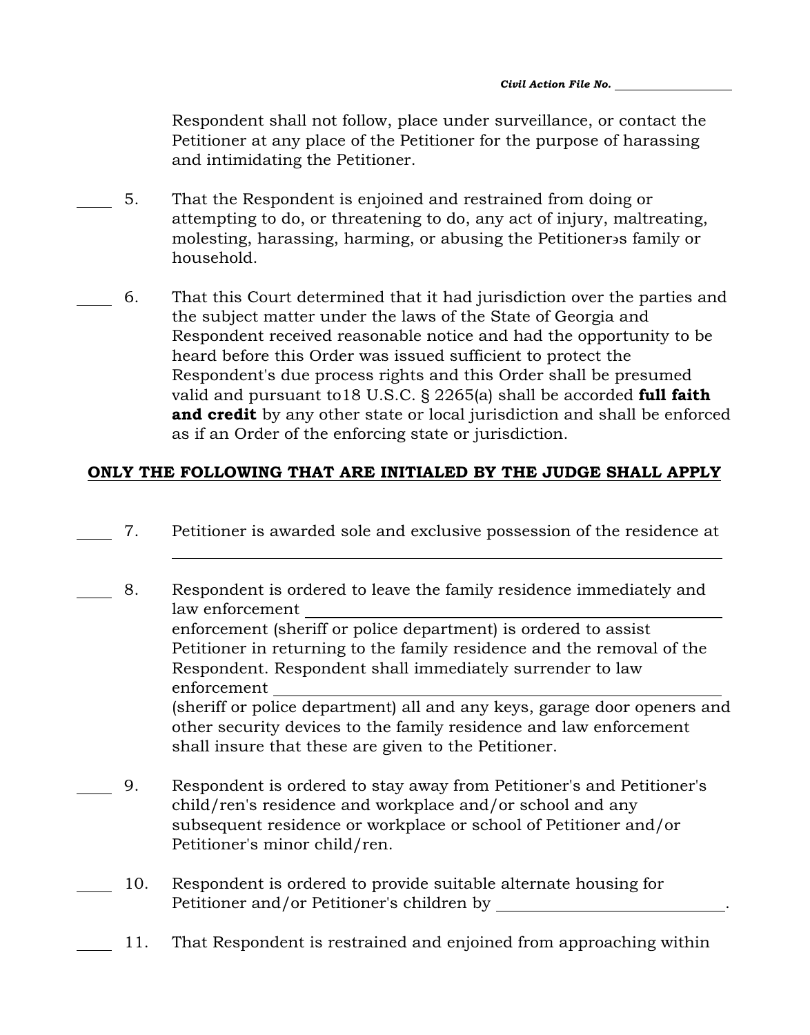Respondent shall not follow, place under surveillance, or contact the Petitioner at any place of the Petitioner for the purpose of harassing and intimidating the Petitioner.

____ 5. That the Respondent is enjoined and restrained from doing or attempting to do, or threatening to do, any act of injury, maltreating, molesting, harassing, harming, or abusing the Petitionerɘs family or household.

____ 6. That this Court determined that it had jurisdiction over the parties and the subject matter under the laws of the State of Georgia and Respondent received reasonable notice and had the opportunity to be heard before this Order was issued sufficient to protect the Respondent's due process rights and this Order shall be presumed valid and pursuant to18 U.S.C. § 2265(a) shall be accorded **full faith and credit** by any other state or local jurisdiction and shall be enforced as if an Order of the enforcing state or jurisdiction.

**ONLY THE FOLLOWING THAT ARE INITIALED BY THE JUDGE SHALL APPLY**

____ 7. Petitioner is awarded sole and exclusive possession of the residence at ______________________________________________

____ 8. Respondent is ordered to leave the family residence immediately and law enforcement ______________________________________ enforcement (sheriff or police department) is ordered to assist Petitioner in returning to the family residence and the removal of the Respondent. Respondent shall immediately surrender to law enforcement ______________________________________ (sheriff or police department) all and any keys, garage door openers and other security devices to the family residence and law enforcement shall insure that these are given to the Petitioner.

____ 9. Respondent is ordered to stay away from Petitioner's and Petitioner's child/ren's residence and workplace and/or school and any subsequent residence or workplace or school of Petitioner and/or Petitioner's minor child/ren.

____ 10. Respondent is ordered to provide suitable alternate housing for Petitioner and/or Petitioner's children by ______________________.

____ 11. That Respondent is restrained and enjoined from approaching within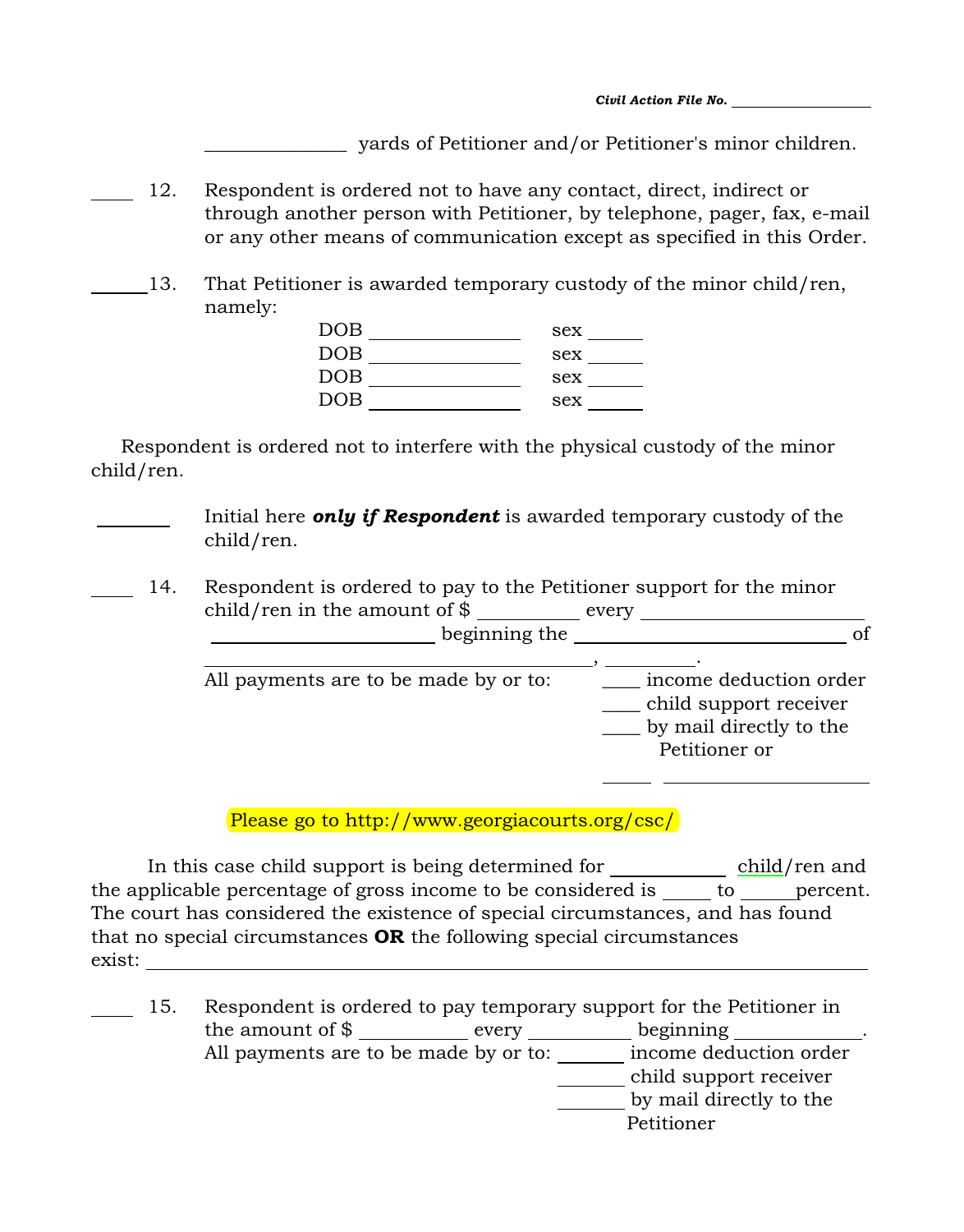Civil Action File No. ________________

______________ yards of Petitioner and/or Petitioner's minor children.

____ 12. Respondent is ordered not to have any contact, direct, indirect or through another person with Petitioner, by telephone, pager, fax, e-mail or any other means of communication except as specified in this Order.

_____ 13. That Petitioner is awarded temporary custody of the minor child/ren, namely:

DOB ______________ sex _____
DOB ______________ sex _____
DOB ______________ sex _____
DOB ______________ sex _____

Respondent is ordered not to interfere with the physical custody of the minor child/ren.

_______ Initial here ***only if Respondent*** is awarded temporary custody of the child/ren.

____ 14. Respondent is ordered to pay to the Petitioner support for the minor child/ren in the amount of $ _________ every ____________________ ____________________ beginning the ____________________ of ________________________________, ________.

All payments are to be made by or to:
____ income deduction order
____ child support receiver
____ by mail directly to the Petitioner or
_____ __________________

Please go to http://www.georgiacourts.org/csc/

In this case child support is being determined for __________ child/ren and the applicable percentage of gross income to be considered is _____ to _____ percent. The court has considered the existence of special circumstances, and has found that no special circumstances **OR** the following special circumstances exist: ________________________________________________

____ 15. Respondent is ordered to pay temporary support for the Petitioner in the amount of $ __________ every __________ beginning ____________.

All payments are to be made by or to:
______ income deduction order
______ child support receiver
______ by mail directly to the Petitioner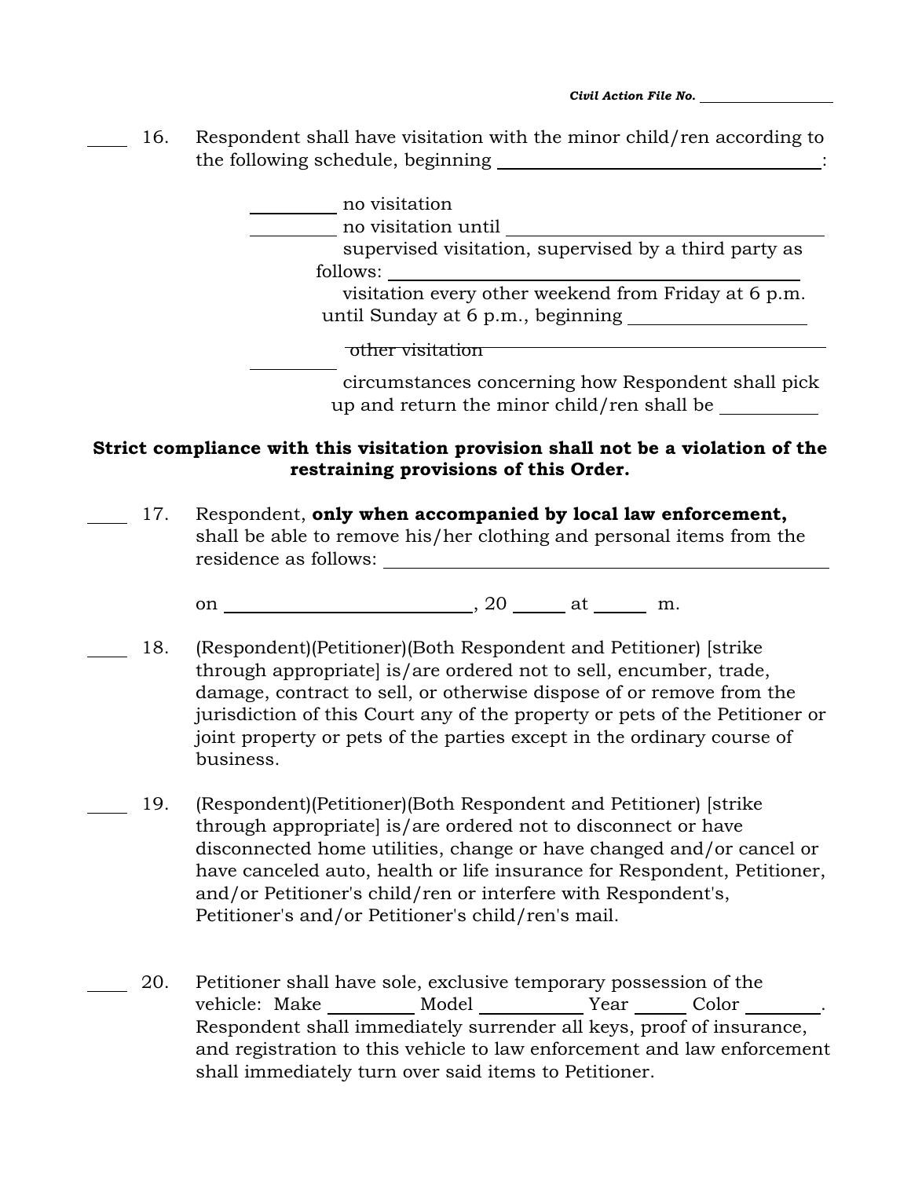Civil Action File No. ________________

____ 16. Respondent shall have visitation with the minor child/ren according to the following schedule, beginning ____________________________________:

________ no visitation
________ no visitation until ________________________________
supervised visitation, supervised by a third party as follows: ______________________________
visitation every other weekend from Friday at 6 p.m. until Sunday at 6 p.m., beginning __________________
~~other visitation~~ ________________________________
________
circumstances concerning how Respondent shall pick up and return the minor child/ren shall be __________

**Strict compliance with this visitation provision shall not be a violation of the restraining provisions of this Order.**

____ 17. Respondent, **only when accompanied by local law enforcement,** shall be able to remove his/her clothing and personal items from the residence as follows: ________________________________________

on ____________________________, 20 ______ at ______ m.

____ 18. (Respondent)(Petitioner)(Both Respondent and Petitioner) [strike through appropriate] is/are ordered not to sell, encumber, trade, damage, contract to sell, or otherwise dispose of or remove from the jurisdiction of this Court any of the property or pets of the Petitioner or joint property or pets of the parties except in the ordinary course of business.

____ 19. (Respondent)(Petitioner)(Both Respondent and Petitioner) [strike through appropriate] is/are ordered not to disconnect or have disconnected home utilities, change or have changed and/or cancel or have canceled auto, health or life insurance for Respondent, Petitioner, and/or Petitioner's child/ren or interfere with Respondent's, Petitioner's and/or Petitioner's child/ren's mail.

____ 20. Petitioner shall have sole, exclusive temporary possession of the vehicle: Make __________ Model ___________ Year ______ Color ________. Respondent shall immediately surrender all keys, proof of insurance, and registration to this vehicle to law enforcement and law enforcement shall immediately turn over said items to Petitioner.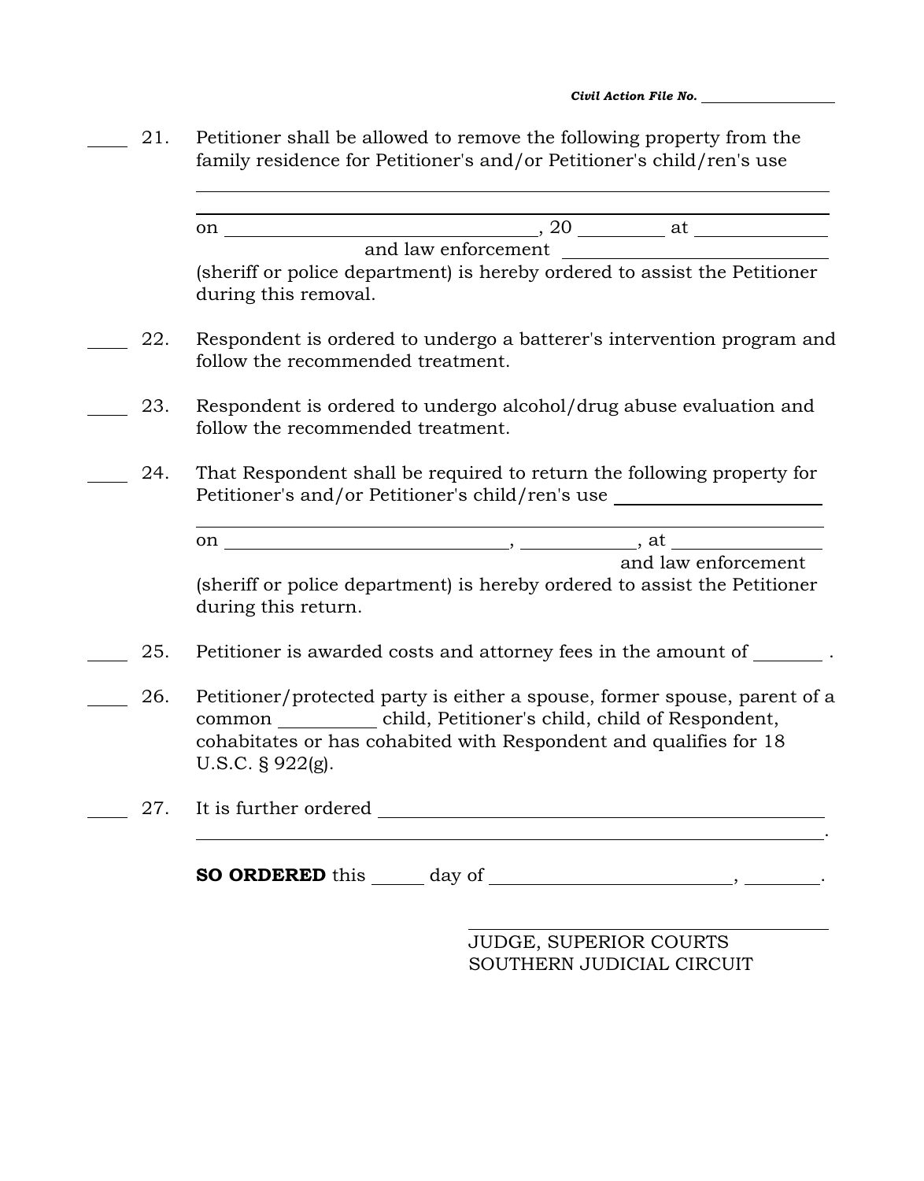*Civil Action File No.* ________________

____ 21. Petitioner shall be allowed to remove the following property from the family residence for Petitioner's and/or Petitioner's child/ren's use

______________________________________________________________

______________________________________________________________

on ________________________________, 20 ________ at ____________ and law enforcement ________________________ (sheriff or police department) is hereby ordered to assist the Petitioner during this removal.

____ 22. Respondent is ordered to undergo a batterer's intervention program and follow the recommended treatment.

____ 23. Respondent is ordered to undergo alcohol/drug abuse evaluation and follow the recommended treatment.

____ 24. That Respondent shall be required to return the following property for Petitioner's and/or Petitioner's child/ren's use ____________________

______________________________________________________________

on ____________________________, ___________, at ______________ and law enforcement (sheriff or police department) is hereby ordered to assist the Petitioner during this return.

____ 25. Petitioner is awarded costs and attorney fees in the amount of _______ .

____ 26. Petitioner/protected party is either a spouse, former spouse, parent of a common __________ child, Petitioner's child, child of Respondent, cohabitates or has cohabited with Respondent and qualifies for 18 U.S.C. § 922(g).

____ 27. It is further ordered ______________________________________________

______________________________________________________________.

**SO ORDERED** this _____ day of _________________________, ________.

______________________________
JUDGE, SUPERIOR COURTS
SOUTHERN JUDICIAL CIRCUIT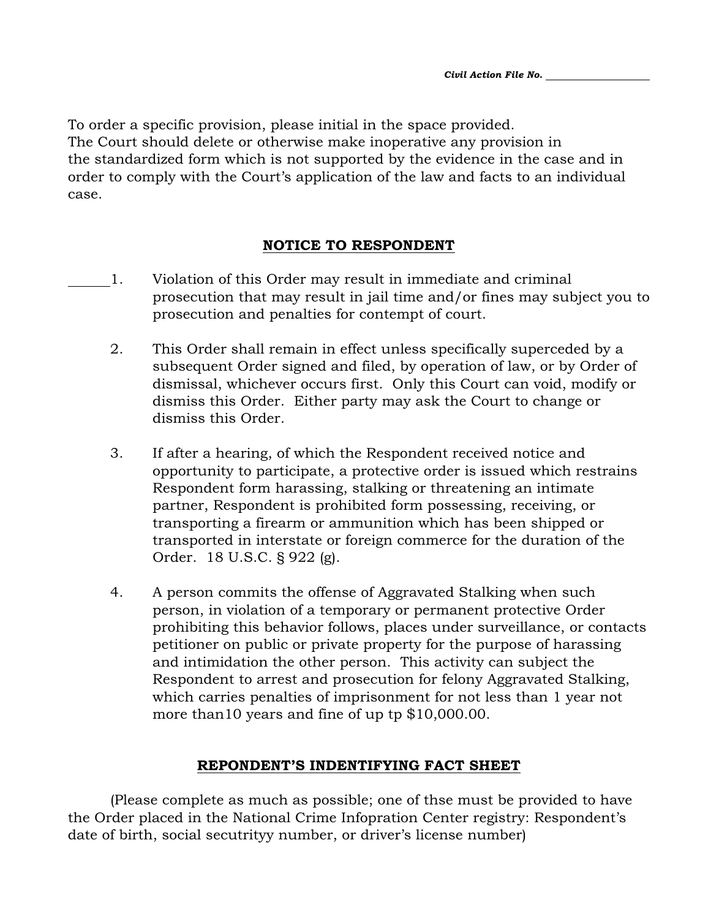Civil Action File No. __________________

To order a specific provision, please initial in the space provided.
The Court should delete or otherwise make inoperative any provision in the standardized form which is not supported by the evidence in the case and in order to comply with the Court's application of the law and facts to an individual case.

## NOTICE TO RESPONDENT

______1. Violation of this Order may result in immediate and criminal prosecution that may result in jail time and/or fines may subject you to prosecution and penalties for contempt of court.

2. This Order shall remain in effect unless specifically superceded by a subsequent Order signed and filed, by operation of law, or by Order of dismissal, whichever occurs first. Only this Court can void, modify or dismiss this Order. Either party may ask the Court to change or dismiss this Order.

3. If after a hearing, of which the Respondent received notice and opportunity to participate, a protective order is issued which restrains Respondent form harassing, stalking or threatening an intimate partner, Respondent is prohibited form possessing, receiving, or transporting a firearm or ammunition which has been shipped or transported in interstate or foreign commerce for the duration of the Order. 18 U.S.C. § 922 (g).

4. A person commits the offense of Aggravated Stalking when such person, in violation of a temporary or permanent protective Order prohibiting this behavior follows, places under surveillance, or contacts petitioner on public or private property for the purpose of harassing and intimidation the other person. This activity can subject the Respondent to arrest and prosecution for felony Aggravated Stalking, which carries penalties of imprisonment for not less than 1 year not more than10 years and fine of up tp $10,000.00.

## REPONDENT'S INDENTIFYING FACT SHEET

(Please complete as much as possible; one of thse must be provided to have the Order placed in the National Crime Infopration Center registry: Respondent's date of birth, social secutrityy number, or driver's license number)